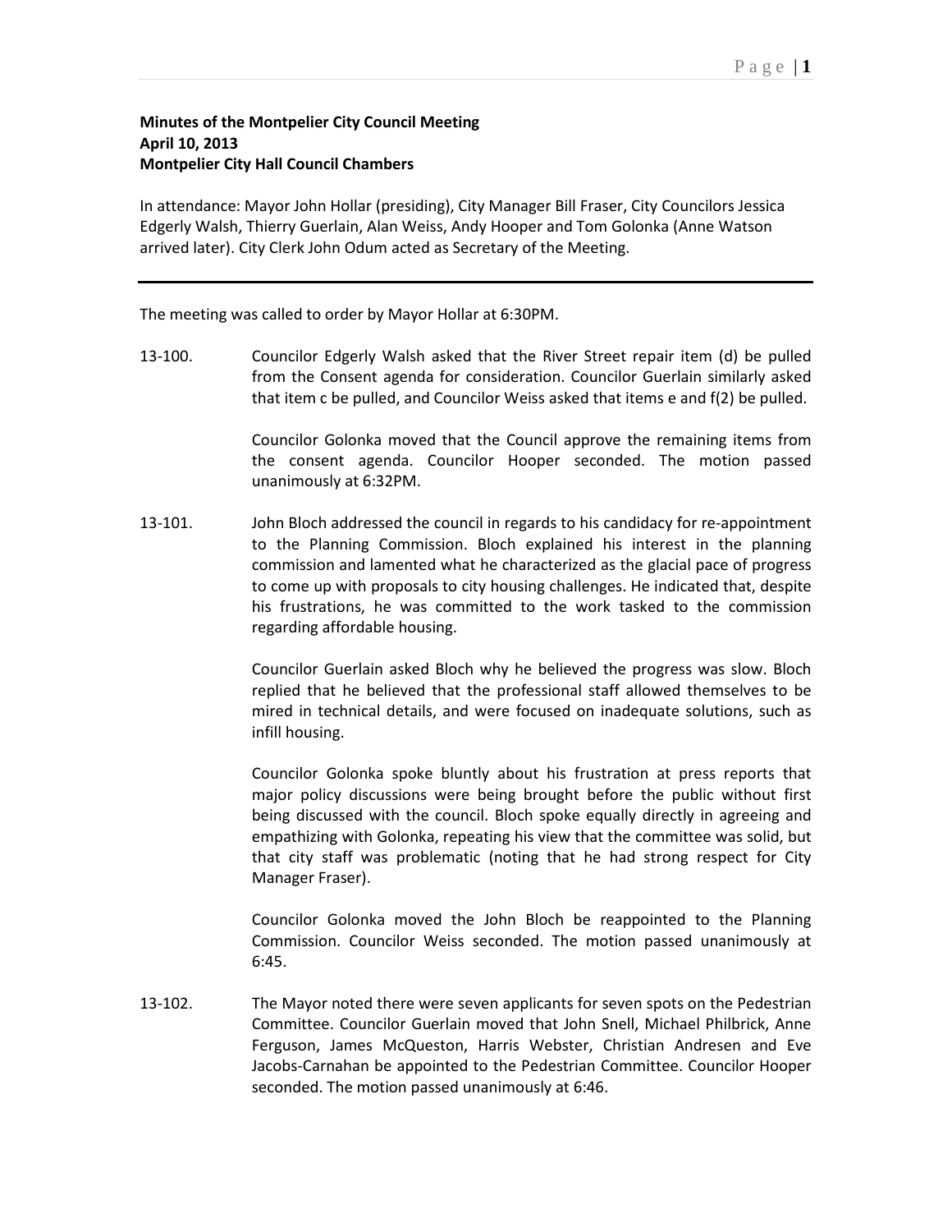**Minutes of the Montpelier City Council Meeting**
**April 10, 2013**
**Montpelier City Hall Council Chambers**

In attendance: Mayor John Hollar (presiding), City Manager Bill Fraser, City Councilors Jessica Edgerly Walsh, Thierry Guerlain, Alan Weiss, Andy Hooper and Tom Golonka (Anne Watson arrived later). City Clerk John Odum acted as Secretary of the Meeting.

---

The meeting was called to order by Mayor Hollar at 6:30PM.

13-100. Councilor Edgerly Walsh asked that the River Street repair item (d) be pulled from the Consent agenda for consideration. Councilor Guerlain similarly asked that item c be pulled, and Councilor Weiss asked that items e and f(2) be pulled.

Councilor Golonka moved that the Council approve the remaining items from the consent agenda. Councilor Hooper seconded. The motion passed unanimously at 6:32PM.

13-101. John Bloch addressed the council in regards to his candidacy for re-appointment to the Planning Commission. Bloch explained his interest in the planning commission and lamented what he characterized as the glacial pace of progress to come up with proposals to city housing challenges. He indicated that, despite his frustrations, he was committed to the work tasked to the commission regarding affordable housing.

Councilor Guerlain asked Bloch why he believed the progress was slow. Bloch replied that he believed that the professional staff allowed themselves to be mired in technical details, and were focused on inadequate solutions, such as infill housing.

Councilor Golonka spoke bluntly about his frustration at press reports that major policy discussions were being brought before the public without first being discussed with the council. Bloch spoke equally directly in agreeing and empathizing with Golonka, repeating his view that the committee was solid, but that city staff was problematic (noting that he had strong respect for City Manager Fraser).

Councilor Golonka moved the John Bloch be reappointed to the Planning Commission. Councilor Weiss seconded. The motion passed unanimously at 6:45.

13-102. The Mayor noted there were seven applicants for seven spots on the Pedestrian Committee. Councilor Guerlain moved that John Snell, Michael Philbrick, Anne Ferguson, James McQueston, Harris Webster, Christian Andresen and Eve Jacobs-Carnahan be appointed to the Pedestrian Committee. Councilor Hooper seconded. The motion passed unanimously at 6:46.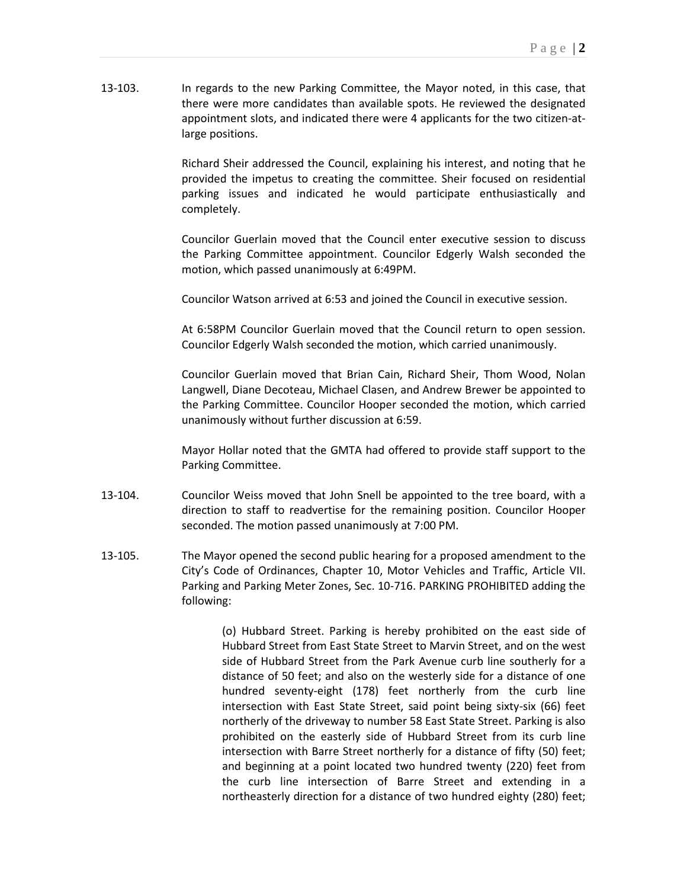13-103. In regards to the new Parking Committee, the Mayor noted, in this case, that there were more candidates than available spots. He reviewed the designated appointment slots, and indicated there were 4 applicants for the two citizen-at-large positions.

Richard Sheir addressed the Council, explaining his interest, and noting that he provided the impetus to creating the committee. Sheir focused on residential parking issues and indicated he would participate enthusiastically and completely.

Councilor Guerlain moved that the Council enter executive session to discuss the Parking Committee appointment. Councilor Edgerly Walsh seconded the motion, which passed unanimously at 6:49PM.

Councilor Watson arrived at 6:53 and joined the Council in executive session.

At 6:58PM Councilor Guerlain moved that the Council return to open session. Councilor Edgerly Walsh seconded the motion, which carried unanimously.

Councilor Guerlain moved that Brian Cain, Richard Sheir, Thom Wood, Nolan Langwell, Diane Decoteau, Michael Clasen, and Andrew Brewer be appointed to the Parking Committee. Councilor Hooper seconded the motion, which carried unanimously without further discussion at 6:59.

Mayor Hollar noted that the GMTA had offered to provide staff support to the Parking Committee.

13-104. Councilor Weiss moved that John Snell be appointed to the tree board, with a direction to staff to readvertise for the remaining position. Councilor Hooper seconded. The motion passed unanimously at 7:00 PM.

13-105. The Mayor opened the second public hearing for a proposed amendment to the City's Code of Ordinances, Chapter 10, Motor Vehicles and Traffic, Article VII. Parking and Parking Meter Zones, Sec. 10-716. PARKING PROHIBITED adding the following:

> (o) Hubbard Street. Parking is hereby prohibited on the east side of Hubbard Street from East State Street to Marvin Street, and on the west side of Hubbard Street from the Park Avenue curb line southerly for a distance of 50 feet; and also on the westerly side for a distance of one hundred seventy-eight (178) feet northerly from the curb line intersection with East State Street, said point being sixty-six (66) feet northerly of the driveway to number 58 East State Street. Parking is also prohibited on the easterly side of Hubbard Street from its curb line intersection with Barre Street northerly for a distance of fifty (50) feet; and beginning at a point located two hundred twenty (220) feet from the curb line intersection of Barre Street and extending in a northeasterly direction for a distance of two hundred eighty (280) feet;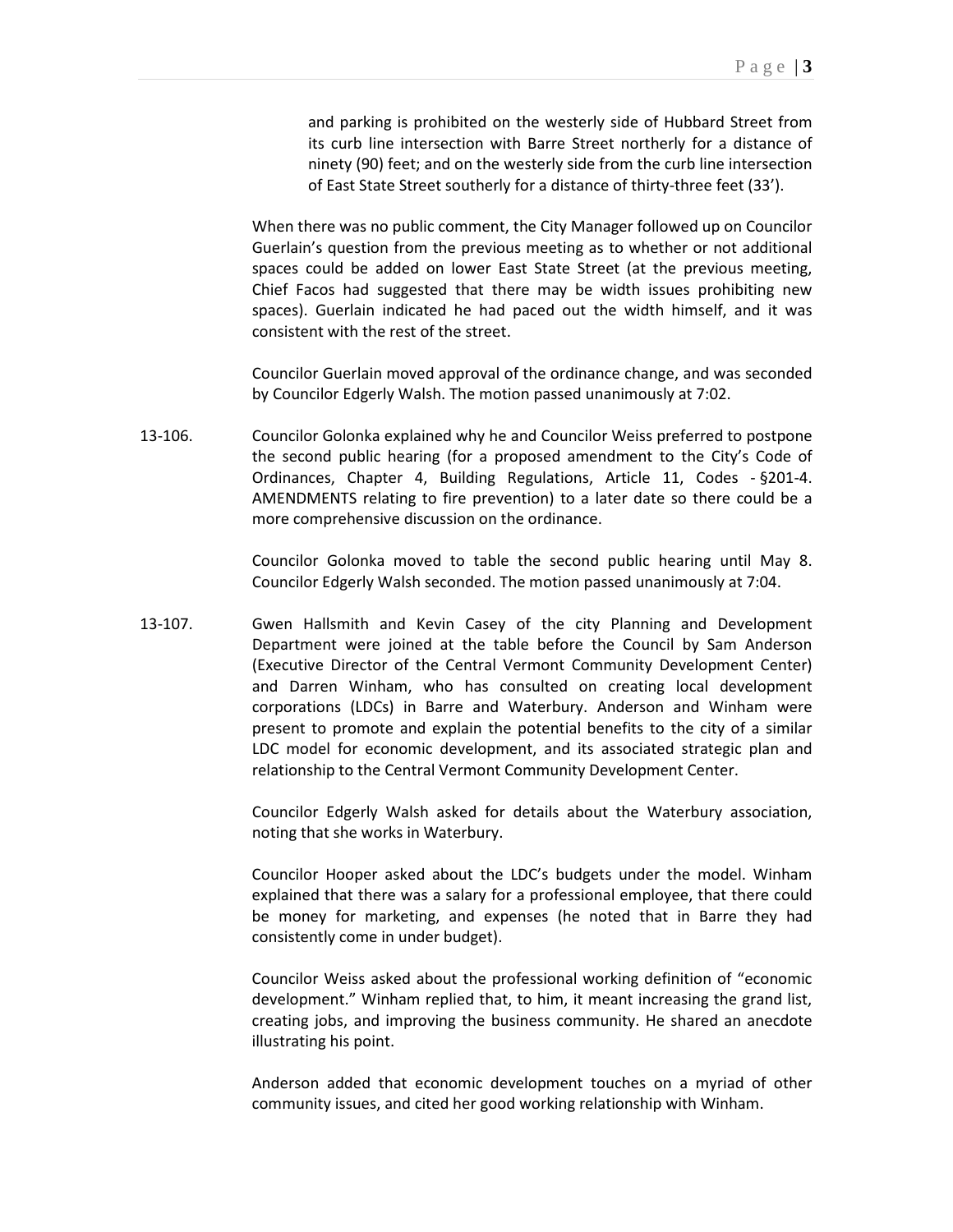and parking is prohibited on the westerly side of Hubbard Street from its curb line intersection with Barre Street northerly for a distance of ninety (90) feet; and on the westerly side from the curb line intersection of East State Street southerly for a distance of thirty-three feet (33').

When there was no public comment, the City Manager followed up on Councilor Guerlain's question from the previous meeting as to whether or not additional spaces could be added on lower East State Street (at the previous meeting, Chief Facos had suggested that there may be width issues prohibiting new spaces). Guerlain indicated he had paced out the width himself, and it was consistent with the rest of the street.

Councilor Guerlain moved approval of the ordinance change, and was seconded by Councilor Edgerly Walsh. The motion passed unanimously at 7:02.

13-106. Councilor Golonka explained why he and Councilor Weiss preferred to postpone the second public hearing (for a proposed amendment to the City's Code of Ordinances, Chapter 4, Building Regulations, Article 11, Codes - §201-4. AMENDMENTS relating to fire prevention) to a later date so there could be a more comprehensive discussion on the ordinance.

Councilor Golonka moved to table the second public hearing until May 8. Councilor Edgerly Walsh seconded. The motion passed unanimously at 7:04.

13-107. Gwen Hallsmith and Kevin Casey of the city Planning and Development Department were joined at the table before the Council by Sam Anderson (Executive Director of the Central Vermont Community Development Center) and Darren Winham, who has consulted on creating local development corporations (LDCs) in Barre and Waterbury. Anderson and Winham were present to promote and explain the potential benefits to the city of a similar LDC model for economic development, and its associated strategic plan and relationship to the Central Vermont Community Development Center.

Councilor Edgerly Walsh asked for details about the Waterbury association, noting that she works in Waterbury.

Councilor Hooper asked about the LDC's budgets under the model. Winham explained that there was a salary for a professional employee, that there could be money for marketing, and expenses (he noted that in Barre they had consistently come in under budget).

Councilor Weiss asked about the professional working definition of "economic development." Winham replied that, to him, it meant increasing the grand list, creating jobs, and improving the business community. He shared an anecdote illustrating his point.

Anderson added that economic development touches on a myriad of other community issues, and cited her good working relationship with Winham.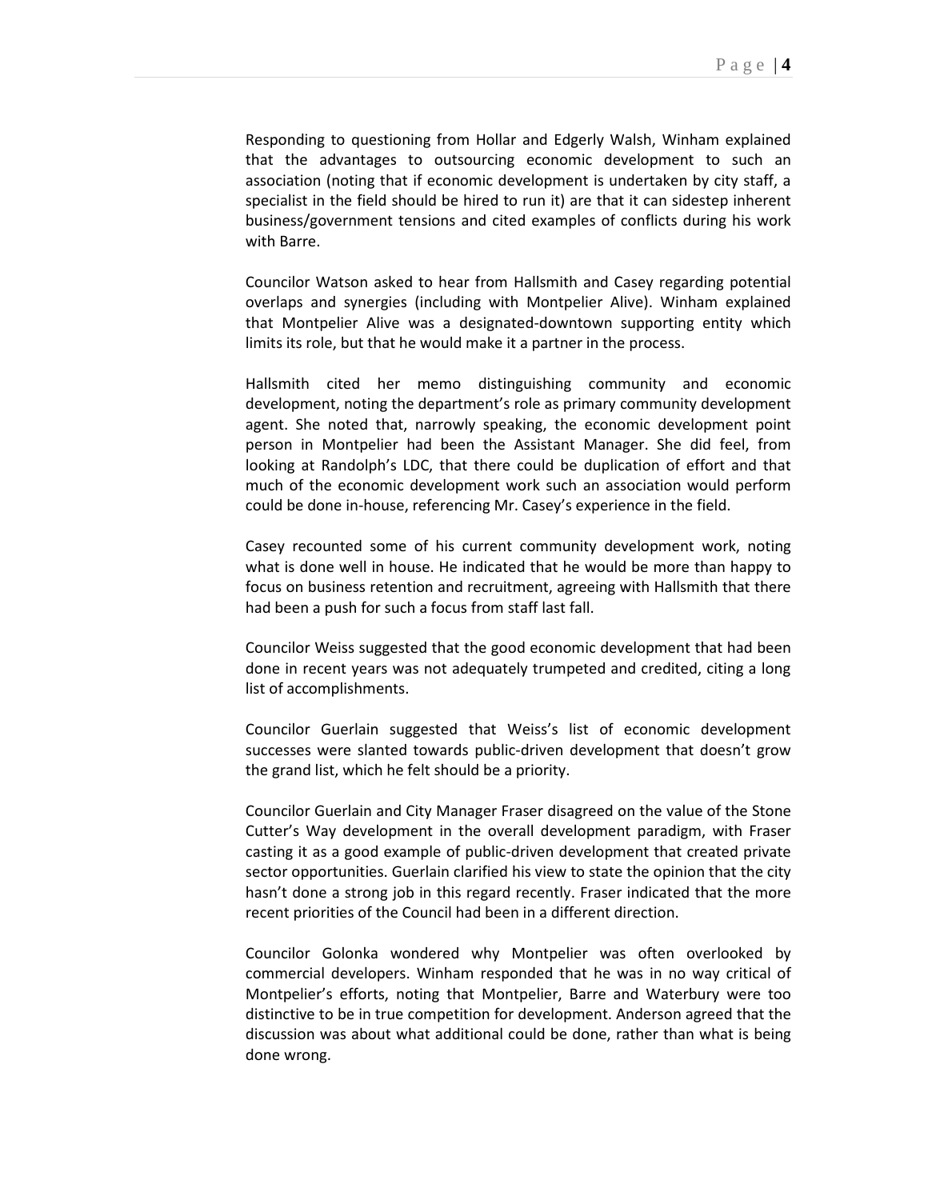Responding to questioning from Hollar and Edgerly Walsh, Winham explained that the advantages to outsourcing economic development to such an association (noting that if economic development is undertaken by city staff, a specialist in the field should be hired to run it) are that it can sidestep inherent business/government tensions and cited examples of conflicts during his work with Barre.

Councilor Watson asked to hear from Hallsmith and Casey regarding potential overlaps and synergies (including with Montpelier Alive). Winham explained that Montpelier Alive was a designated-downtown supporting entity which limits its role, but that he would make it a partner in the process.

Hallsmith cited her memo distinguishing community and economic development, noting the department's role as primary community development agent. She noted that, narrowly speaking, the economic development point person in Montpelier had been the Assistant Manager. She did feel, from looking at Randolph's LDC, that there could be duplication of effort and that much of the economic development work such an association would perform could be done in-house, referencing Mr. Casey's experience in the field.

Casey recounted some of his current community development work, noting what is done well in house. He indicated that he would be more than happy to focus on business retention and recruitment, agreeing with Hallsmith that there had been a push for such a focus from staff last fall.

Councilor Weiss suggested that the good economic development that had been done in recent years was not adequately trumpeted and credited, citing a long list of accomplishments.

Councilor Guerlain suggested that Weiss's list of economic development successes were slanted towards public-driven development that doesn't grow the grand list, which he felt should be a priority.

Councilor Guerlain and City Manager Fraser disagreed on the value of the Stone Cutter's Way development in the overall development paradigm, with Fraser casting it as a good example of public-driven development that created private sector opportunities. Guerlain clarified his view to state the opinion that the city hasn't done a strong job in this regard recently. Fraser indicated that the more recent priorities of the Council had been in a different direction.

Councilor Golonka wondered why Montpelier was often overlooked by commercial developers. Winham responded that he was in no way critical of Montpelier's efforts, noting that Montpelier, Barre and Waterbury were too distinctive to be in true competition for development. Anderson agreed that the discussion was about what additional could be done, rather than what is being done wrong.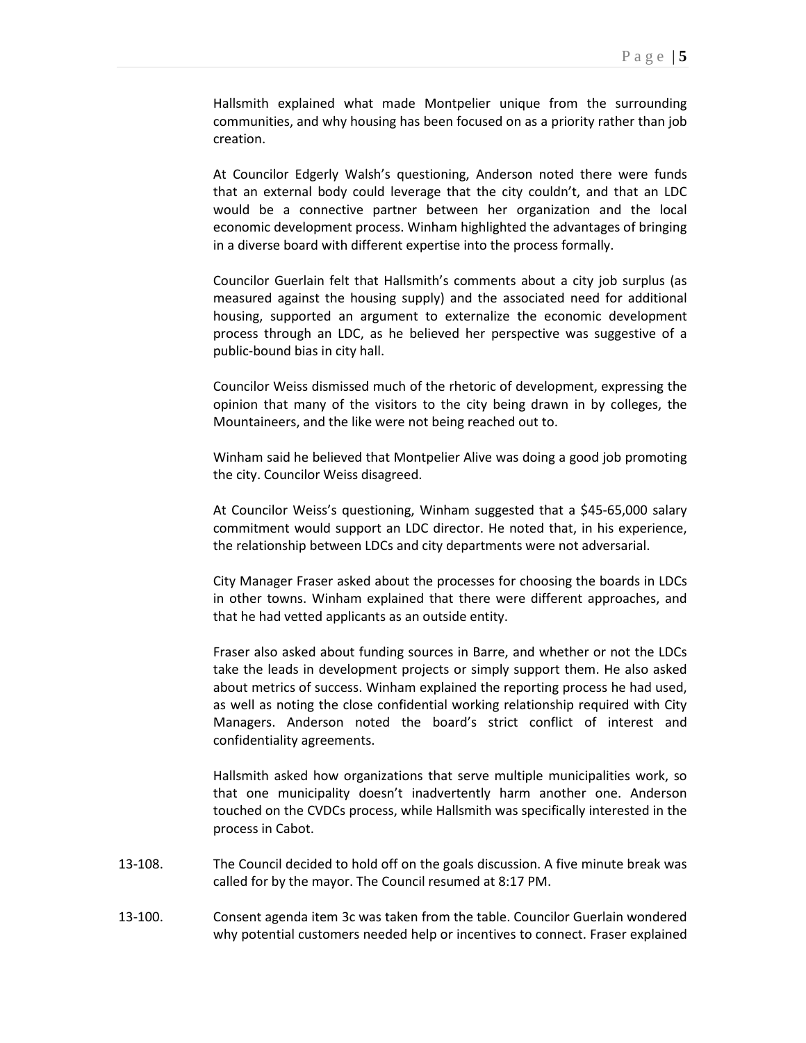Hallsmith explained what made Montpelier unique from the surrounding communities, and why housing has been focused on as a priority rather than job creation.

At Councilor Edgerly Walsh's questioning, Anderson noted there were funds that an external body could leverage that the city couldn't, and that an LDC would be a connective partner between her organization and the local economic development process. Winham highlighted the advantages of bringing in a diverse board with different expertise into the process formally.

Councilor Guerlain felt that Hallsmith's comments about a city job surplus (as measured against the housing supply) and the associated need for additional housing, supported an argument to externalize the economic development process through an LDC, as he believed her perspective was suggestive of a public-bound bias in city hall.

Councilor Weiss dismissed much of the rhetoric of development, expressing the opinion that many of the visitors to the city being drawn in by colleges, the Mountaineers, and the like were not being reached out to.

Winham said he believed that Montpelier Alive was doing a good job promoting the city. Councilor Weiss disagreed.

At Councilor Weiss's questioning, Winham suggested that a $45-65,000 salary commitment would support an LDC director. He noted that, in his experience, the relationship between LDCs and city departments were not adversarial.

City Manager Fraser asked about the processes for choosing the boards in LDCs in other towns. Winham explained that there were different approaches, and that he had vetted applicants as an outside entity.

Fraser also asked about funding sources in Barre, and whether or not the LDCs take the leads in development projects or simply support them. He also asked about metrics of success. Winham explained the reporting process he had used, as well as noting the close confidential working relationship required with City Managers. Anderson noted the board's strict conflict of interest and confidentiality agreements.

Hallsmith asked how organizations that serve multiple municipalities work, so that one municipality doesn't inadvertently harm another one. Anderson touched on the CVDCs process, while Hallsmith was specifically interested in the process in Cabot.

13-108. The Council decided to hold off on the goals discussion. A five minute break was called for by the mayor. The Council resumed at 8:17 PM.

13-100. Consent agenda item 3c was taken from the table. Councilor Guerlain wondered why potential customers needed help or incentives to connect. Fraser explained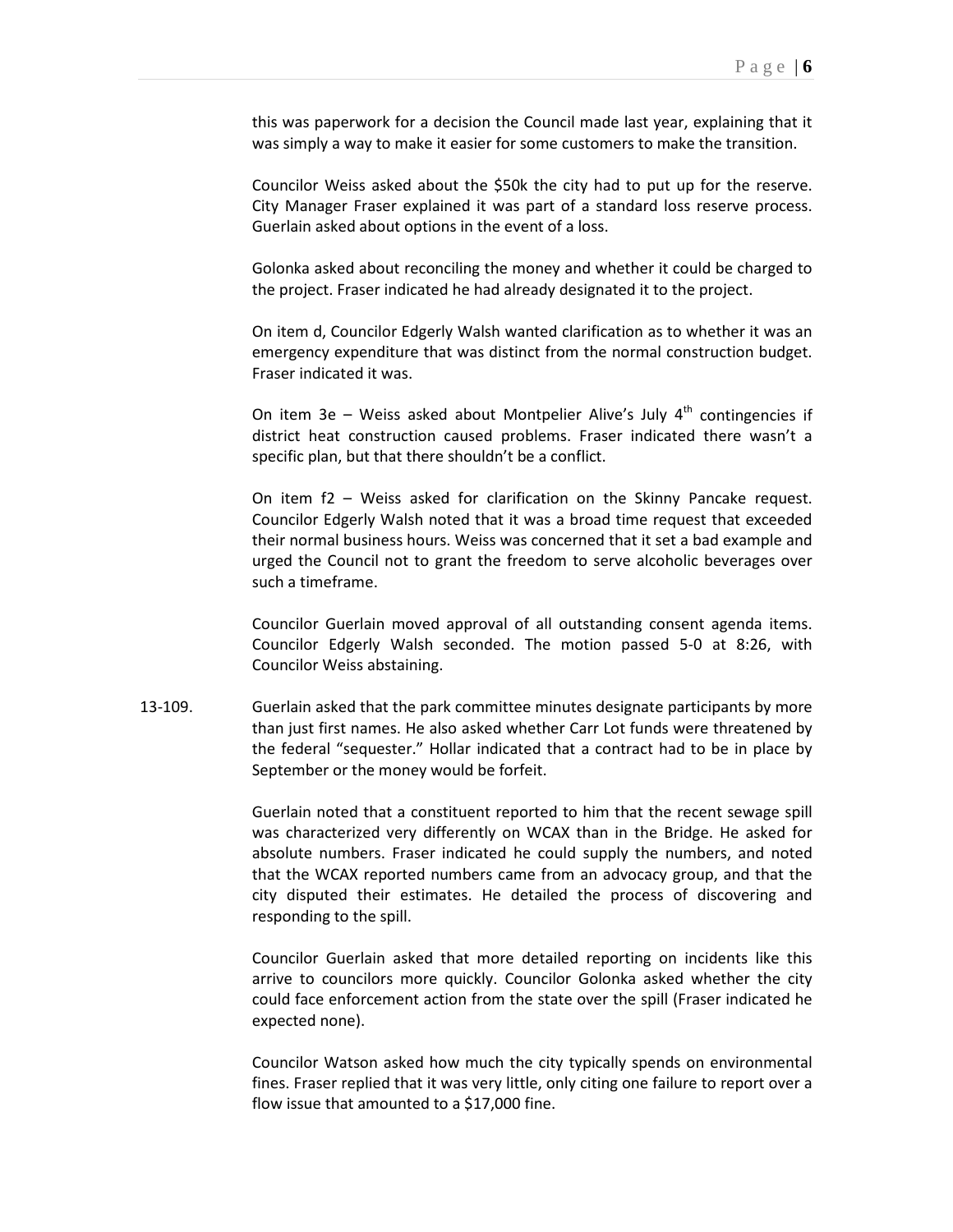this was paperwork for a decision the Council made last year, explaining that it was simply a way to make it easier for some customers to make the transition.

Councilor Weiss asked about the $50k the city had to put up for the reserve. City Manager Fraser explained it was part of a standard loss reserve process. Guerlain asked about options in the event of a loss.

Golonka asked about reconciling the money and whether it could be charged to the project. Fraser indicated he had already designated it to the project.

On item d, Councilor Edgerly Walsh wanted clarification as to whether it was an emergency expenditure that was distinct from the normal construction budget. Fraser indicated it was.

On item 3e – Weiss asked about Montpelier Alive's July 4th contingencies if district heat construction caused problems. Fraser indicated there wasn't a specific plan, but that there shouldn't be a conflict.

On item f2 – Weiss asked for clarification on the Skinny Pancake request. Councilor Edgerly Walsh noted that it was a broad time request that exceeded their normal business hours. Weiss was concerned that it set a bad example and urged the Council not to grant the freedom to serve alcoholic beverages over such a timeframe.

Councilor Guerlain moved approval of all outstanding consent agenda items. Councilor Edgerly Walsh seconded. The motion passed 5-0 at 8:26, with Councilor Weiss abstaining.

13-109. Guerlain asked that the park committee minutes designate participants by more than just first names. He also asked whether Carr Lot funds were threatened by the federal "sequester." Hollar indicated that a contract had to be in place by September or the money would be forfeit.

Guerlain noted that a constituent reported to him that the recent sewage spill was characterized very differently on WCAX than in the Bridge. He asked for absolute numbers. Fraser indicated he could supply the numbers, and noted that the WCAX reported numbers came from an advocacy group, and that the city disputed their estimates. He detailed the process of discovering and responding to the spill.

Councilor Guerlain asked that more detailed reporting on incidents like this arrive to councilors more quickly. Councilor Golonka asked whether the city could face enforcement action from the state over the spill (Fraser indicated he expected none).

Councilor Watson asked how much the city typically spends on environmental fines. Fraser replied that it was very little, only citing one failure to report over a flow issue that amounted to a $17,000 fine.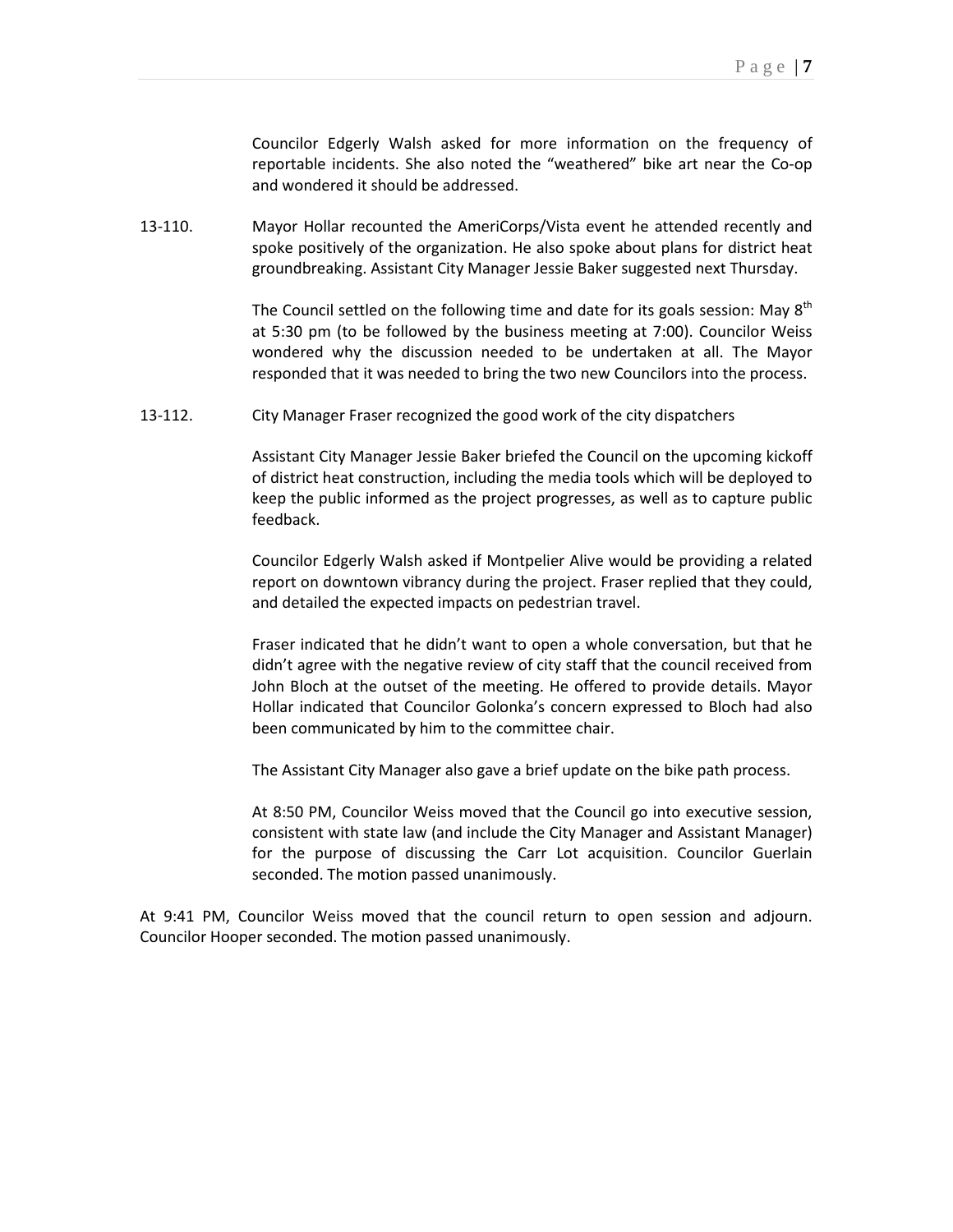Councilor Edgerly Walsh asked for more information on the frequency of reportable incidents. She also noted the "weathered" bike art near the Co-op and wondered it should be addressed.

13-110. Mayor Hollar recounted the AmeriCorps/Vista event he attended recently and spoke positively of the organization. He also spoke about plans for district heat groundbreaking. Assistant City Manager Jessie Baker suggested next Thursday.

The Council settled on the following time and date for its goals session: May 8th at 5:30 pm (to be followed by the business meeting at 7:00). Councilor Weiss wondered why the discussion needed to be undertaken at all. The Mayor responded that it was needed to bring the two new Councilors into the process.

13-112. City Manager Fraser recognized the good work of the city dispatchers

Assistant City Manager Jessie Baker briefed the Council on the upcoming kickoff of district heat construction, including the media tools which will be deployed to keep the public informed as the project progresses, as well as to capture public feedback.

Councilor Edgerly Walsh asked if Montpelier Alive would be providing a related report on downtown vibrancy during the project. Fraser replied that they could, and detailed the expected impacts on pedestrian travel.

Fraser indicated that he didn't want to open a whole conversation, but that he didn't agree with the negative review of city staff that the council received from John Bloch at the outset of the meeting. He offered to provide details. Mayor Hollar indicated that Councilor Golonka's concern expressed to Bloch had also been communicated by him to the committee chair.

The Assistant City Manager also gave a brief update on the bike path process.

At 8:50 PM, Councilor Weiss moved that the Council go into executive session, consistent with state law (and include the City Manager and Assistant Manager) for the purpose of discussing the Carr Lot acquisition. Councilor Guerlain seconded. The motion passed unanimously.

At 9:41 PM, Councilor Weiss moved that the council return to open session and adjourn. Councilor Hooper seconded. The motion passed unanimously.